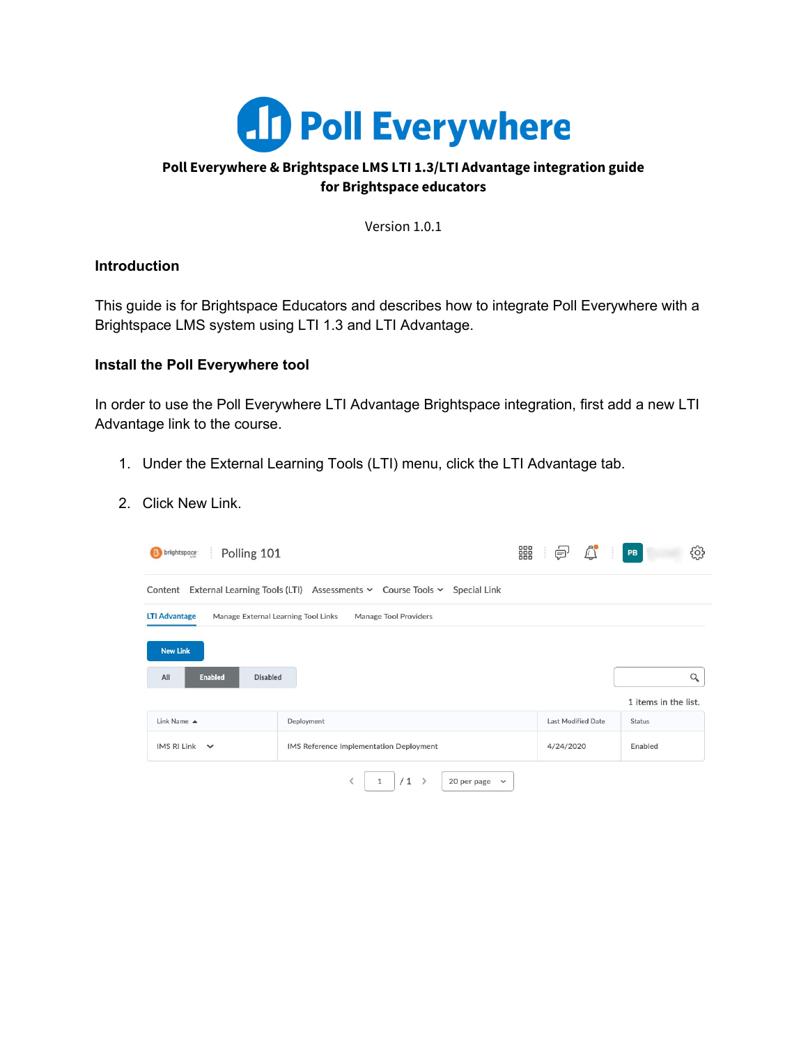# Poll Everywhere

**Poll Everywhere & Brightspace LMS LTI 1.3/LTI Advantage integration guide for Brightspace educators**

Version 1.0.1

## Introduction

This guide is for Brightspace Educators and describes how to integrate Poll Everywhere with a Brightspace LMS system using LTI 1.3 and LTI Advantage.

## Install the Poll Everywhere tool

In order to use the Poll Everywhere LTI Advantage Brightspace integration, first add a new LTI Advantage link to the course.

1. Under the External Learning Tools (LTI) menu, click the LTI Advantage tab.
2. Click New Link.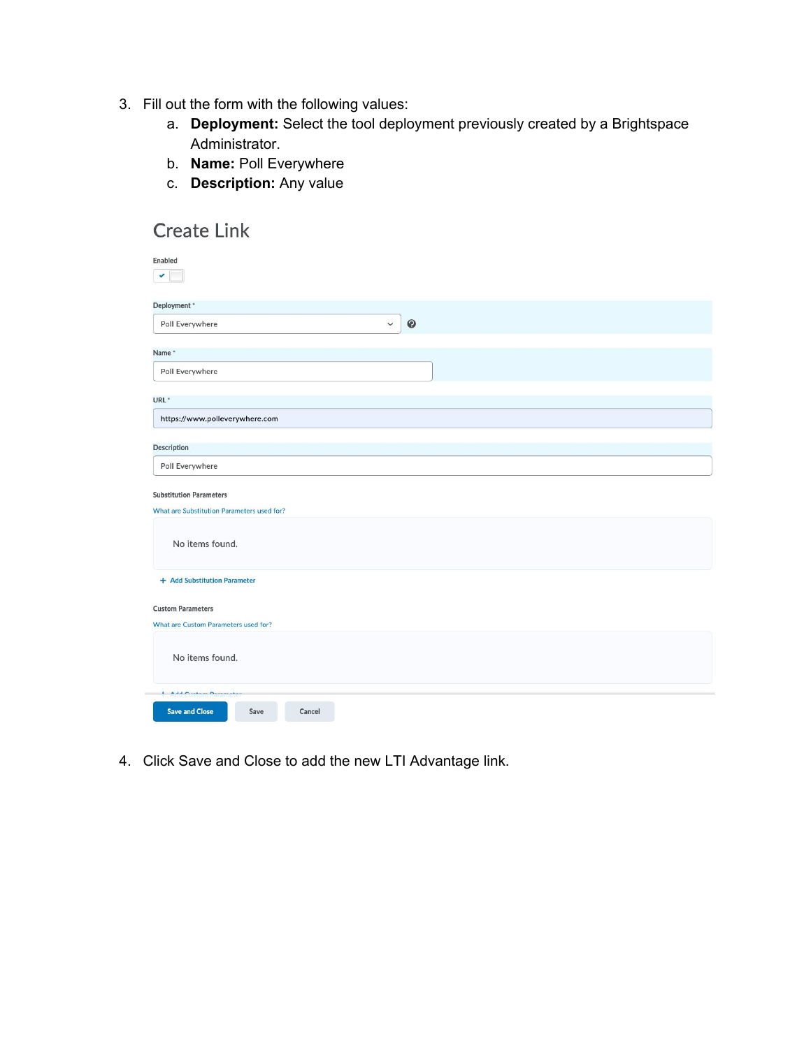3. Fill out the form with the following values:
    a. **Deployment:** Select the tool deployment previously created by a Brightspace Administrator.
    b. **Name:** Poll Everywhere
    c. **Description:** Any value

## Create Link

Enabled

Deployment *

Poll Everywhere

Name *

Poll Everywhere

URL *

https://www.polleverywhere.com

Description

Poll Everywhere

Substitution Parameters

What are Substitution Parameters used for?

No items found.

+ Add Substitution Parameter

Custom Parameters

What are Custom Parameters used for?

No items found.

+ Add Custom Parameter

Save and Close | Save | Cancel

4. Click Save and Close to add the new LTI Advantage link.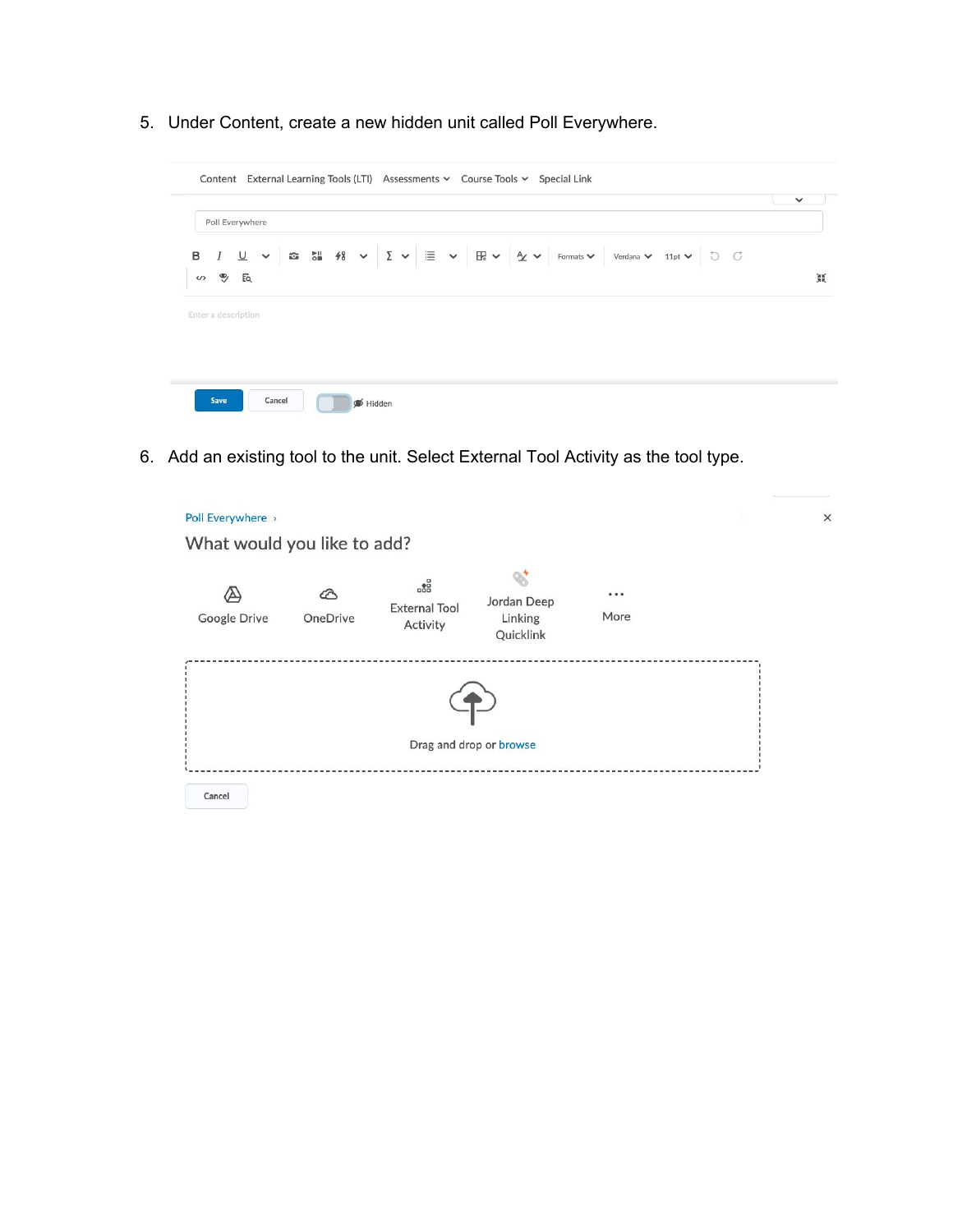5. Under Content, create a new hidden unit called Poll Everywhere.

Content External Learning Tools (LTI) Assessments Course Tools Special Link

Poll Everywhere

Enter a description

Save Cancel Hidden

6. Add an existing tool to the unit. Select External Tool Activity as the tool type.

Poll Everywhere ›

What would you like to add?

Google Drive OneDrive External Tool Activity Jordan Deep Linking Quicklink More

Drag and drop or browse

Cancel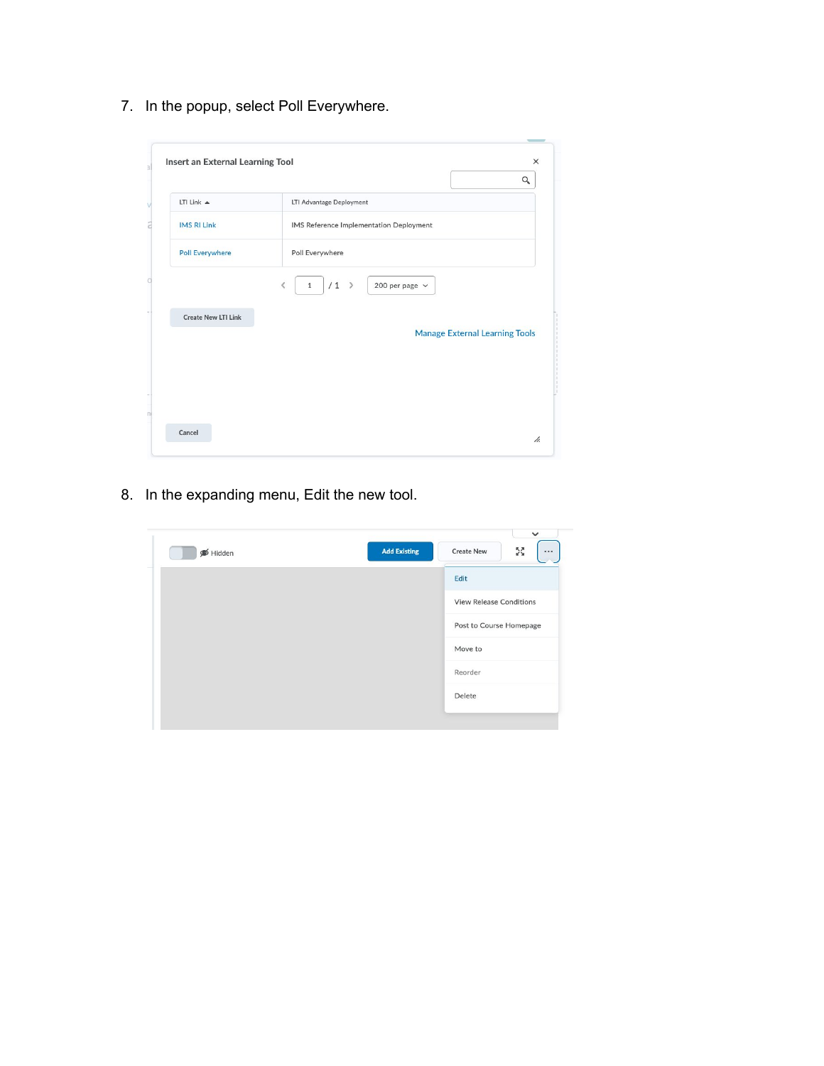7. In the popup, select Poll Everywhere.

8. In the expanding menu, Edit the new tool.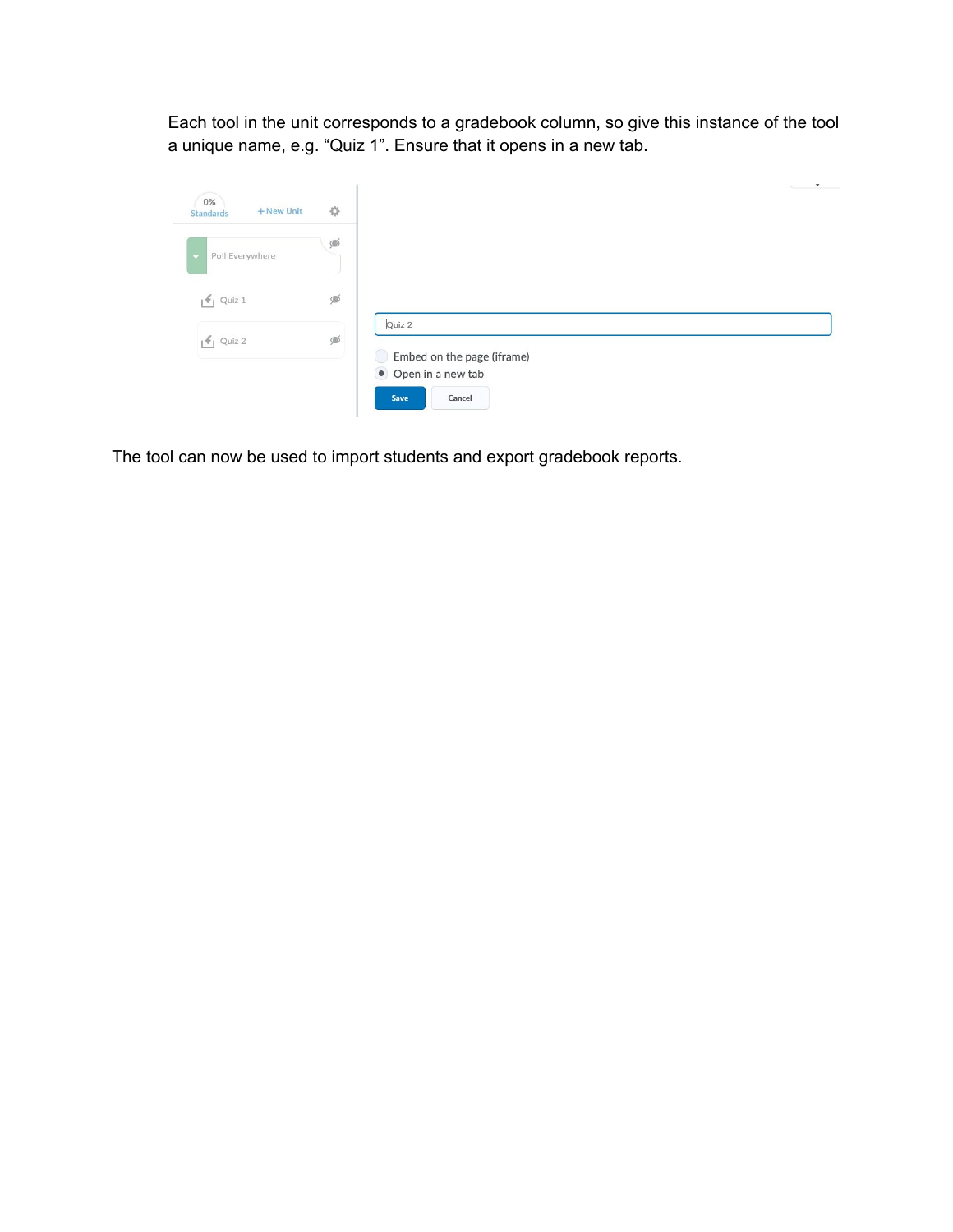Each tool in the unit corresponds to a gradebook column, so give this instance of the tool a unique name, e.g. “Quiz 1”. Ensure that it opens in a new tab.

The tool can now be used to import students and export gradebook reports.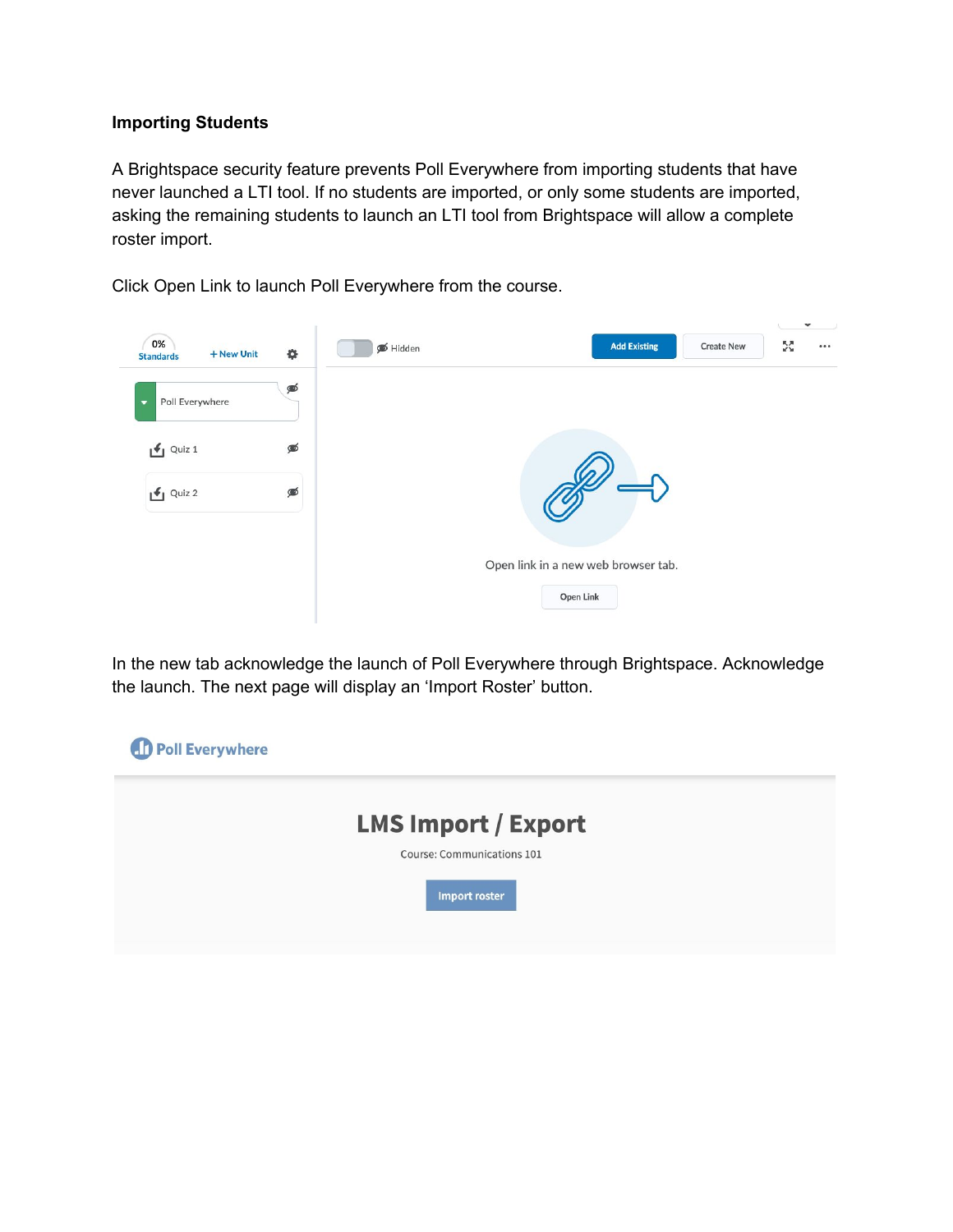**Importing Students**

A Brightspace security feature prevents Poll Everywhere from importing students that have never launched a LTI tool. If no students are imported, or only some students are imported, asking the remaining students to launch an LTI tool from Brightspace will allow a complete roster import.

Click Open Link to launch Poll Everywhere from the course.

In the new tab acknowledge the launch of Poll Everywhere through Brightspace. Acknowledge the launch. The next page will display an 'Import Roster' button.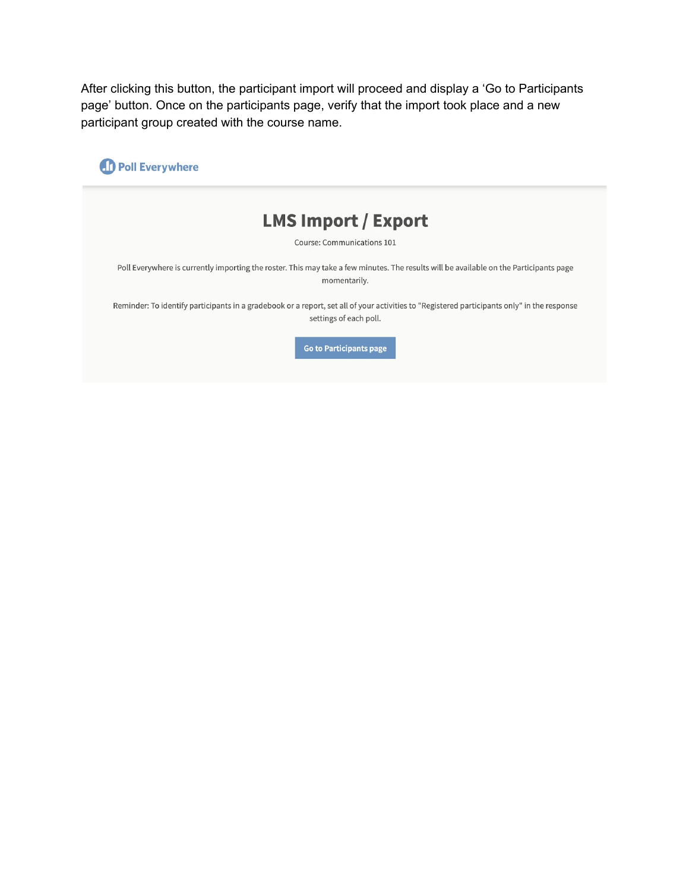After clicking this button, the participant import will proceed and display a 'Go to Participants page' button. Once on the participants page, verify that the import took place and a new participant group created with the course name.

Poll Everywhere

## LMS Import / Export

Course: Communications 101

Poll Everywhere is currently importing the roster. This may take a few minutes. The results will be available on the Participants page momentarily.

Reminder: To identify participants in a gradebook or a report, set all of your activities to "Registered participants only" in the response settings of each poll.

Go to Participants page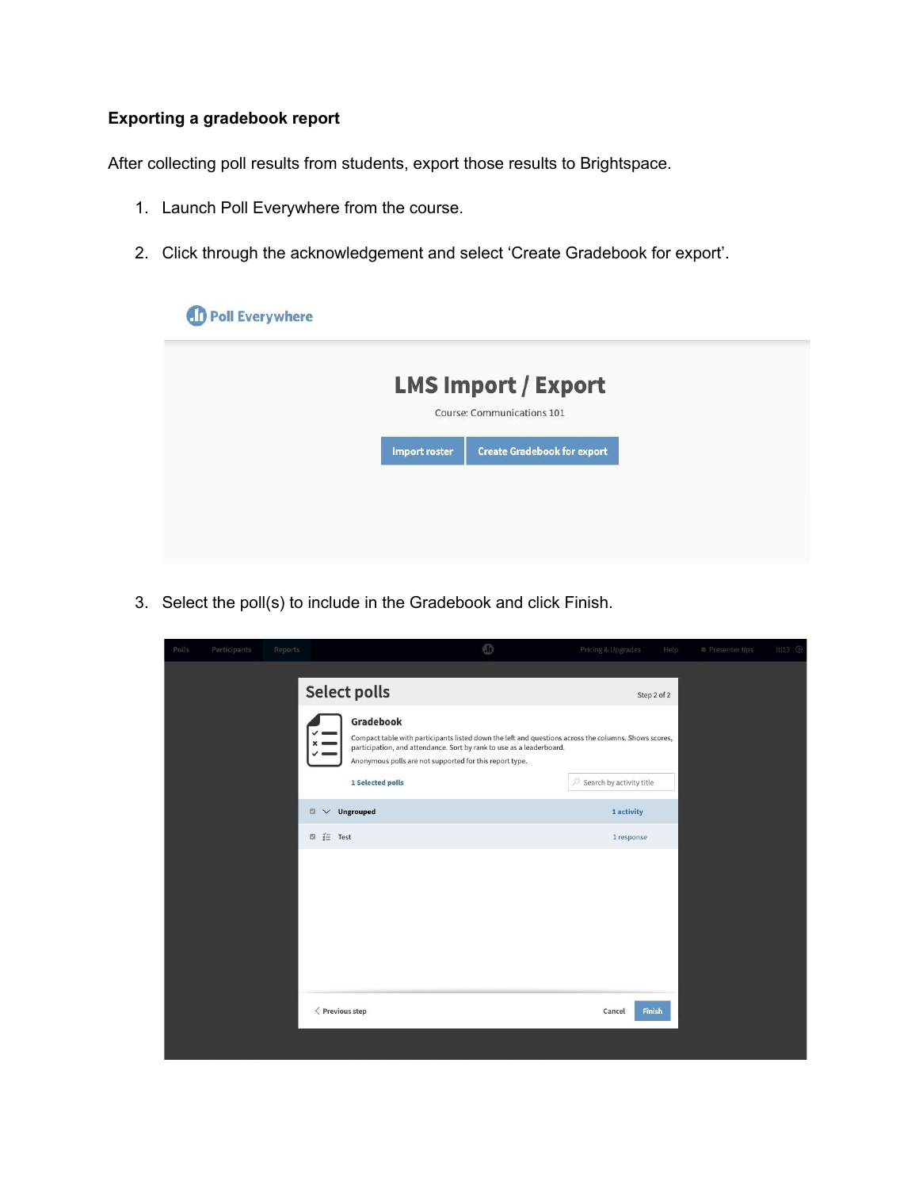**Exporting a gradebook report**

After collecting poll results from students, export those results to Brightspace.

1. Launch Poll Everywhere from the course.
2. Click through the acknowledgement and select 'Create Gradebook for export'.
3. Select the poll(s) to include in the Gradebook and click Finish.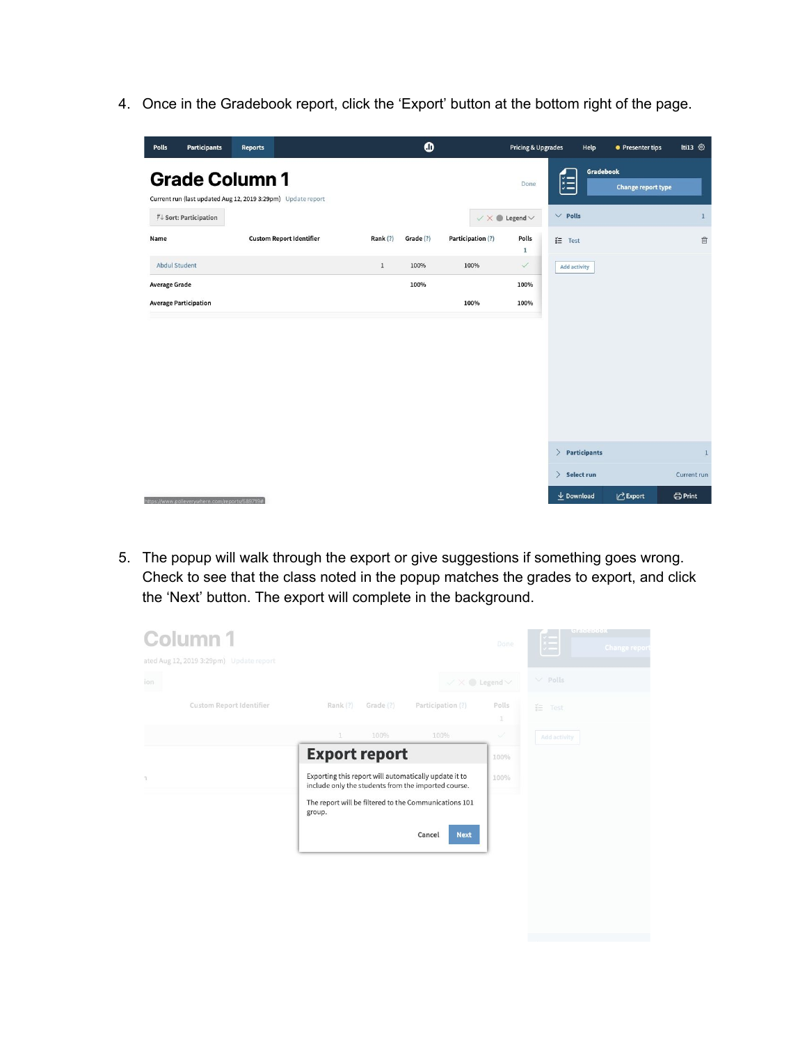4. Once in the Gradebook report, click the 'Export' button at the bottom right of the page.

5. The popup will walk through the export or give suggestions if something goes wrong. Check to see that the class noted in the popup matches the grades to export, and click the 'Next' button. The export will complete in the background.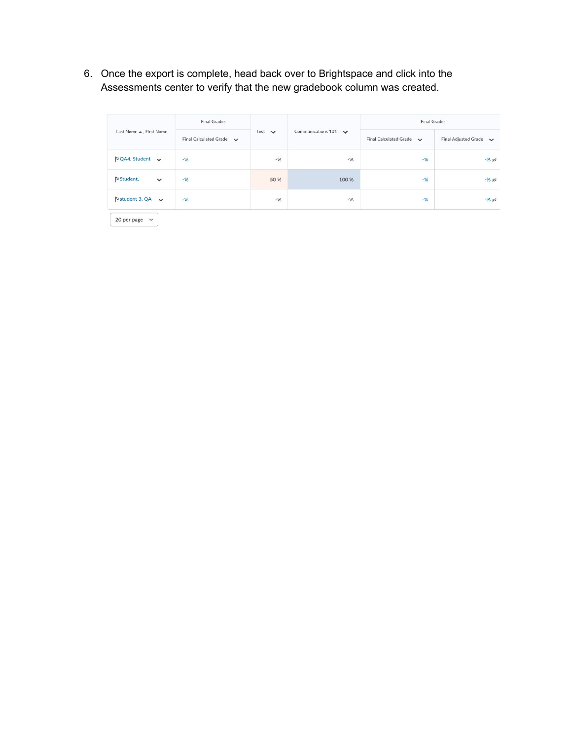6. Once the export is complete, head back over to Brightspace and click into the Assessments center to verify that the new gradebook column was created.

| Last Name ▲, First Name | Final Grades | test | Communications 101 | Final Grades | |
|---|---|---|---|---|---|
| | Final Calculated Grade | | | Final Calculated Grade | Final Adjusted Grade |
| QA4, Student | -% | -% | -% | -% | -% |
| Student, | -% | 50 % | 100 % | -% | -% |
| student 3, QA | -% | -% | -% | -% | -% |

20 per page